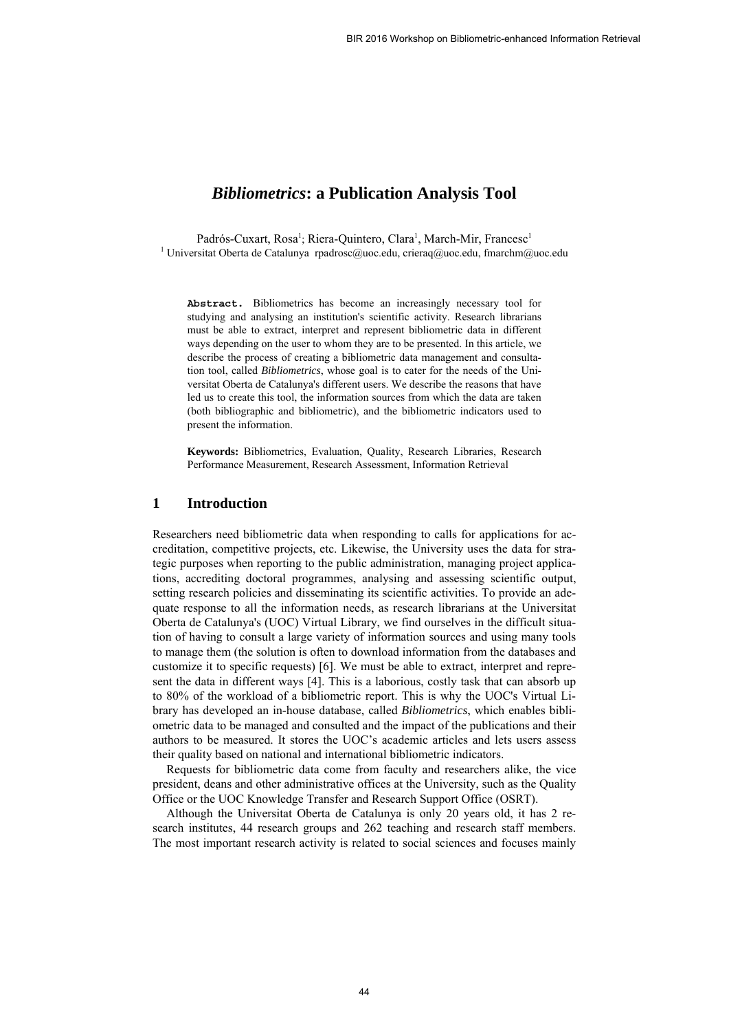# *Bibliometrics*: a Publication Analysis Tool

Padrós-Cuxart, Rosa[1]; Riera-Quintero, Clara[1], March-Mir, Francesc[1]

[1] Universitat Oberta de Catalunya rpadrosc@uoc.edu, crieraq@uoc.edu, fmarchm@uoc.edu

**Abstract.** Bibliometrics has become an increasingly necessary tool for studying and analysing an institution's scientific activity. Research librarians must be able to extract, interpret and represent bibliometric data in different ways depending on the user to whom they are to be presented. In this article, we describe the process of creating a bibliometric data management and consultation tool, called *Bibliometrics*, whose goal is to cater for the needs of the Universitat Oberta de Catalunya's different users. We describe the reasons that have led us to create this tool, the information sources from which the data are taken (both bibliographic and bibliometric), and the bibliometric indicators used to present the information.

**Keywords:** Bibliometrics, Evaluation, Quality, Research Libraries, Research Performance Measurement, Research Assessment, Information Retrieval

## 1 Introduction

Researchers need bibliometric data when responding to calls for applications for accreditation, competitive projects, etc. Likewise, the University uses the data for strategic purposes when reporting to the public administration, managing project applications, accrediting doctoral programmes, analysing and assessing scientific output, setting research policies and disseminating its scientific activities. To provide an adequate response to all the information needs, as research librarians at the Universitat Oberta de Catalunya's (UOC) Virtual Library, we find ourselves in the difficult situation of having to consult a large variety of information sources and using many tools to manage them (the solution is often to download information from the databases and customize it to specific requests) [6]. We must be able to extract, interpret and represent the data in different ways [4]. This is a laborious, costly task that can absorb up to 80% of the workload of a bibliometric report. This is why the UOC's Virtual Library has developed an in-house database, called *Bibliometrics*, which enables bibliometric data to be managed and consulted and the impact of the publications and their authors to be measured. It stores the UOC's academic articles and lets users assess their quality based on national and international bibliometric indicators.

Requests for bibliometric data come from faculty and researchers alike, the vice president, deans and other administrative offices at the University, such as the Quality Office or the UOC Knowledge Transfer and Research Support Office (OSRT).

Although the Universitat Oberta de Catalunya is only 20 years old, it has 2 research institutes, 44 research groups and 262 teaching and research staff members. The most important research activity is related to social sciences and focuses mainly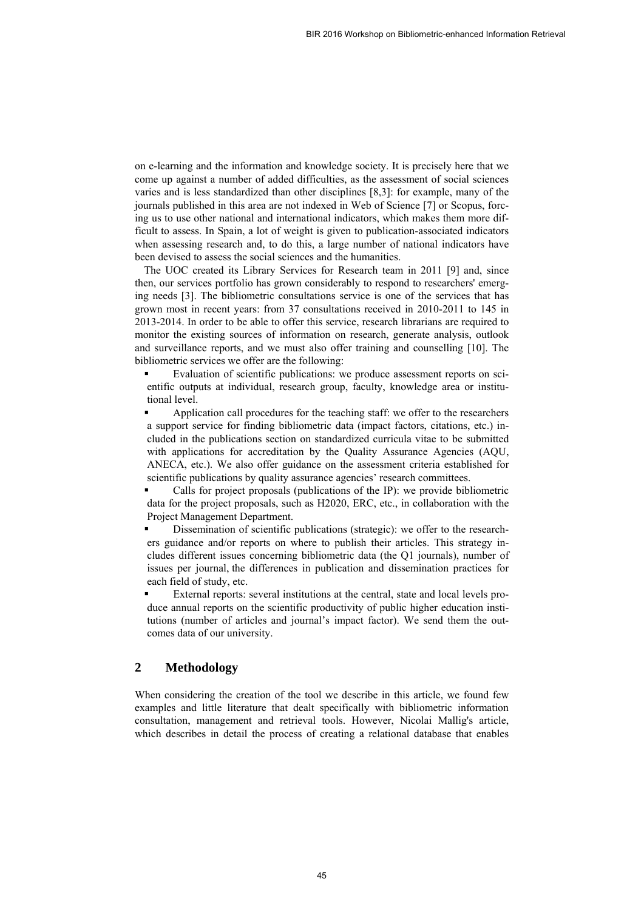on e-learning and the information and knowledge society. It is precisely here that we come up against a number of added difficulties, as the assessment of social sciences varies and is less standardized than other disciplines [8,3]: for example, many of the journals published in this area are not indexed in Web of Science [7] or Scopus, forcing us to use other national and international indicators, which makes them more difficult to assess. In Spain, a lot of weight is given to publication-associated indicators when assessing research and, to do this, a large number of national indicators have been devised to assess the social sciences and the humanities.

The UOC created its Library Services for Research team in 2011 [9] and, since then, our services portfolio has grown considerably to respond to researchers' emerging needs [3]. The bibliometric consultations service is one of the services that has grown most in recent years: from 37 consultations received in 2010-2011 to 145 in 2013-2014. In order to be able to offer this service, research librarians are required to monitor the existing sources of information on research, generate analysis, outlook and surveillance reports, and we must also offer training and counselling [10]. The bibliometric services we offer are the following:

- Evaluation of scientific publications: we produce assessment reports on scientific outputs at individual, research group, faculty, knowledge area or institutional level.
- Application call procedures for the teaching staff: we offer to the researchers a support service for finding bibliometric data (impact factors, citations, etc.) included in the publications section on standardized curricula vitae to be submitted with applications for accreditation by the Quality Assurance Agencies (AQU, ANECA, etc.). We also offer guidance on the assessment criteria established for scientific publications by quality assurance agencies' research committees.
- Calls for project proposals (publications of the IP): we provide bibliometric data for the project proposals, such as H2020, ERC, etc., in collaboration with the Project Management Department.
- Dissemination of scientific publications (strategic): we offer to the researchers guidance and/or reports on where to publish their articles. This strategy includes different issues concerning bibliometric data (the Q1 journals), number of issues per journal, the differences in publication and dissemination practices for each field of study, etc.
- External reports: several institutions at the central, state and local levels produce annual reports on the scientific productivity of public higher education institutions (number of articles and journal's impact factor). We send them the outcomes data of our university.

## 2 Methodology

When considering the creation of the tool we describe in this article, we found few examples and little literature that dealt specifically with bibliometric information consultation, management and retrieval tools. However, Nicolai Mallig's article, which describes in detail the process of creating a relational database that enables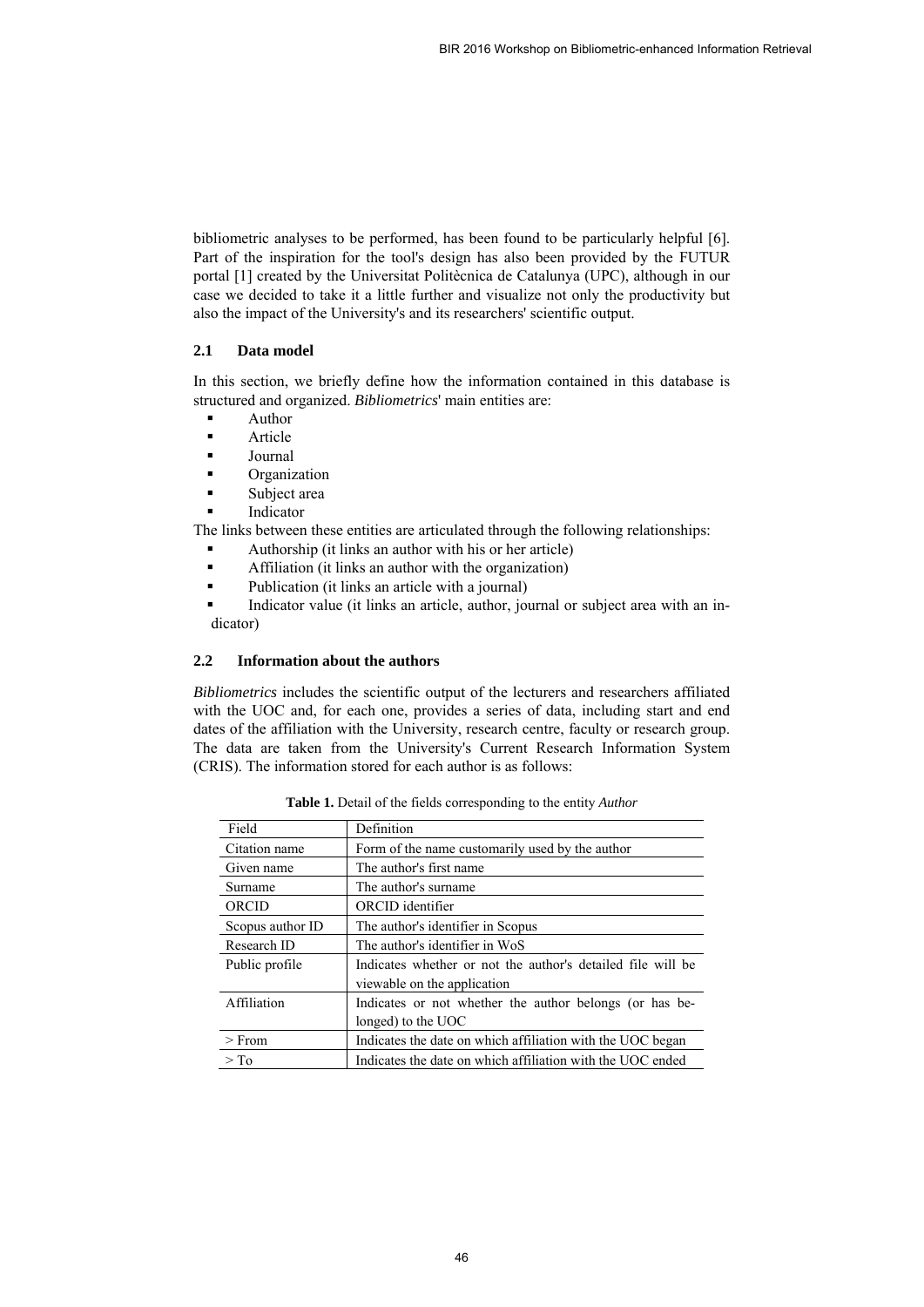bibliometric analyses to be performed, has been found to be particularly helpful [6]. Part of the inspiration for the tool's design has also been provided by the FUTUR portal [1] created by the Universitat Politècnica de Catalunya (UPC), although in our case we decided to take it a little further and visualize not only the productivity but also the impact of the University's and its researchers' scientific output.

### 2.1 Data model

In this section, we briefly define how the information contained in this database is structured and organized. *Bibliometrics*' main entities are:

- Author
- Article
- Journal
- Organization
- Subject area
- Indicator

The links between these entities are articulated through the following relationships:

- Authorship (it links an author with his or her article)
- Affiliation (it links an author with the organization)
- Publication (it links an article with a journal)
- Indicator value (it links an article, author, journal or subject area with an indicator)

### 2.2 Information about the authors

*Bibliometrics* includes the scientific output of the lecturers and researchers affiliated with the UOC and, for each one, provides a series of data, including start and end dates of the affiliation with the University, research centre, faculty or research group. The data are taken from the University's Current Research Information System (CRIS). The information stored for each author is as follows:

**Table 1.** Detail of the fields corresponding to the entity *Author*

| Field | Definition |
|---|---|
| Citation name | Form of the name customarily used by the author |
| Given name | The author's first name |
| Surname | The author's surname |
| ORCID | ORCID identifier |
| Scopus author ID | The author's identifier in Scopus |
| Research ID | The author's identifier in WoS |
| Public profile | Indicates whether or not the author's detailed file will be viewable on the application |
| Affiliation | Indicates or not whether the author belongs (or has belonged) to the UOC |
| > From | Indicates the date on which affiliation with the UOC began |
| > To | Indicates the date on which affiliation with the UOC ended |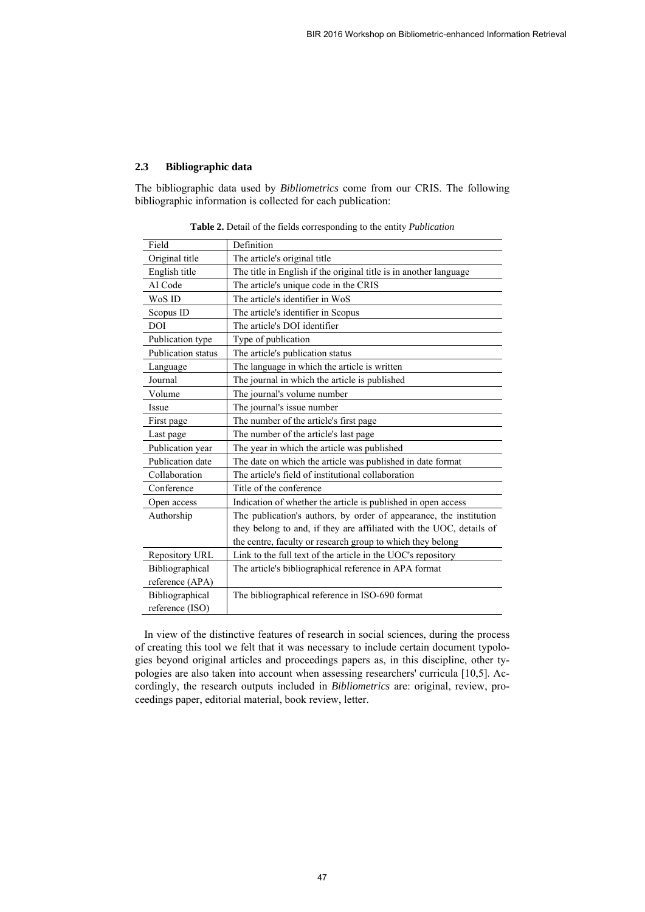### 2.3 Bibliographic data

The bibliographic data used by *Bibliometrics* come from our CRIS. The following bibliographic information is collected for each publication:

**Table 2.** Detail of the fields corresponding to the entity *Publication*

| Field | Definition |
|---|---|
| Original title | The article's original title |
| English title | The title in English if the original title is in another language |
| AI Code | The article's unique code in the CRIS |
| WoS ID | The article's identifier in WoS |
| Scopus ID | The article's identifier in Scopus |
| DOI | The article's DOI identifier |
| Publication type | Type of publication |
| Publication status | The article's publication status |
| Language | The language in which the article is written |
| Journal | The journal in which the article is published |
| Volume | The journal's volume number |
| Issue | The journal's issue number |
| First page | The number of the article's first page |
| Last page | The number of the article's last page |
| Publication year | The year in which the article was published |
| Publication date | The date on which the article was published in date format |
| Collaboration | The article's field of institutional collaboration |
| Conference | Title of the conference |
| Open access | Indication of whether the article is published in open access |
| Authorship | The publication's authors, by order of appearance, the institution they belong to and, if they are affiliated with the UOC, details of the centre, faculty or research group to which they belong |
| Repository URL | Link to the full text of the article in the UOC's repository |
| Bibliographical reference (APA) | The article's bibliographical reference in APA format |
| Bibliographical reference (ISO) | The bibliographical reference in ISO-690 format |

In view of the distinctive features of research in social sciences, during the process of creating this tool we felt that it was necessary to include certain document typologies beyond original articles and proceedings papers as, in this discipline, other typologies are also taken into account when assessing researchers' curricula [10,5]. Accordingly, the research outputs included in *Bibliometrics* are: original, review, proceedings paper, editorial material, book review, letter.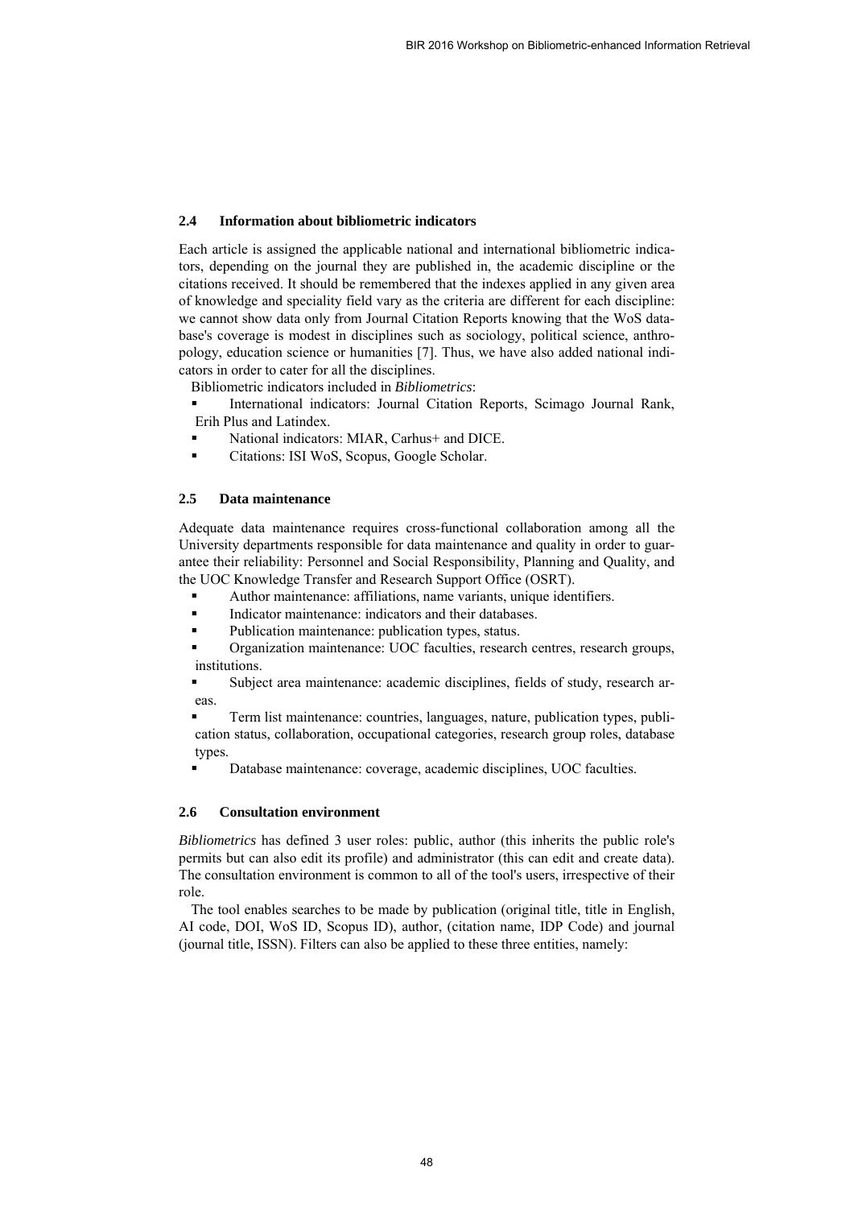### 2.4 Information about bibliometric indicators

Each article is assigned the applicable national and international bibliometric indicators, depending on the journal they are published in, the academic discipline or the citations received. It should be remembered that the indexes applied in any given area of knowledge and speciality field vary as the criteria are different for each discipline: we cannot show data only from Journal Citation Reports knowing that the WoS database's coverage is modest in disciplines such as sociology, political science, anthropology, education science or humanities [7]. Thus, we have also added national indicators in order to cater for all the disciplines.

Bibliometric indicators included in *Bibliometrics*:

- International indicators: Journal Citation Reports, Scimago Journal Rank, Erih Plus and Latindex.
- National indicators: MIAR, Carhus+ and DICE.
- Citations: ISI WoS, Scopus, Google Scholar.

### 2.5 Data maintenance

Adequate data maintenance requires cross-functional collaboration among all the University departments responsible for data maintenance and quality in order to guarantee their reliability: Personnel and Social Responsibility, Planning and Quality, and the UOC Knowledge Transfer and Research Support Office (OSRT).

- Author maintenance: affiliations, name variants, unique identifiers.
- Indicator maintenance: indicators and their databases.
- Publication maintenance: publication types, status.
- Organization maintenance: UOC faculties, research centres, research groups, institutions.
- Subject area maintenance: academic disciplines, fields of study, research areas.
- Term list maintenance: countries, languages, nature, publication types, publication status, collaboration, occupational categories, research group roles, database types.
- Database maintenance: coverage, academic disciplines, UOC faculties.

### 2.6 Consultation environment

*Bibliometrics* has defined 3 user roles: public, author (this inherits the public role's permits but can also edit its profile) and administrator (this can edit and create data). The consultation environment is common to all of the tool's users, irrespective of their role.

The tool enables searches to be made by publication (original title, title in English, AI code, DOI, WoS ID, Scopus ID), author, (citation name, IDP Code) and journal (journal title, ISSN). Filters can also be applied to these three entities, namely: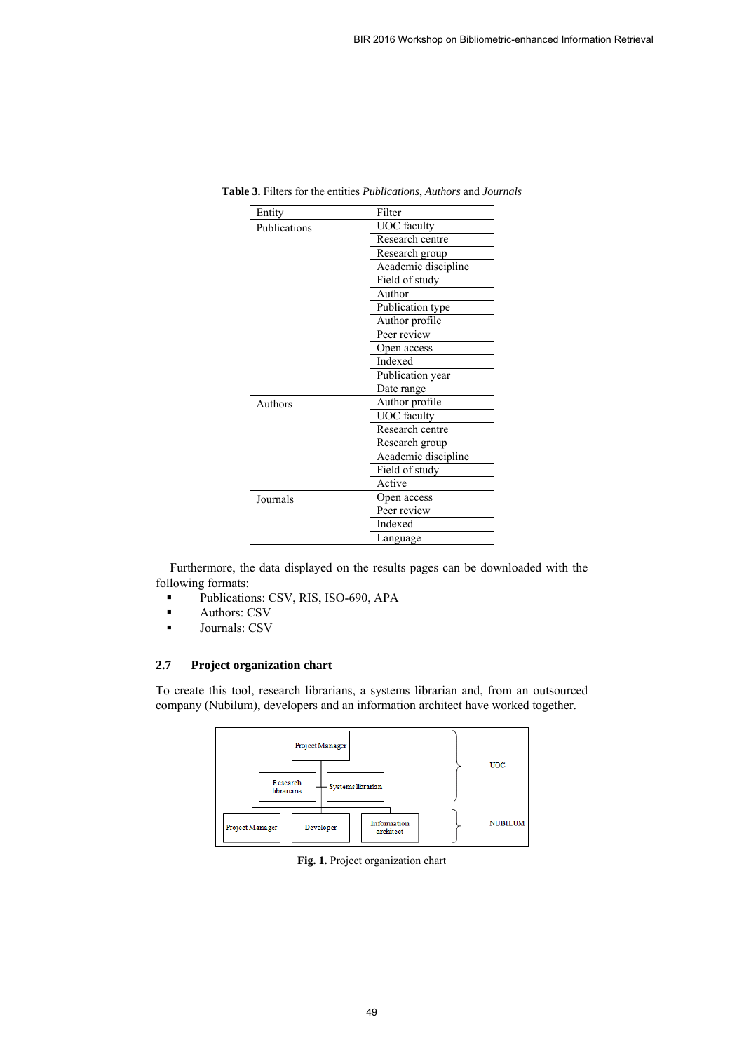**Table 3.** Filters for the entities *Publications*, *Authors* and *Journals*

| Entity | Filter |
| --- | --- |
| Publications | UOC faculty |
| | Research centre |
| | Research group |
| | Academic discipline |
| | Field of study |
| | Author |
| | Publication type |
| | Author profile |
| | Peer review |
| | Open access |
| | Indexed |
| | Publication year |
| | Date range |
| Authors | Author profile |
| | UOC faculty |
| | Research centre |
| | Research group |
| | Academic discipline |
| | Field of study |
| | Active |
| Journals | Open access |
| | Peer review |
| | Indexed |
| | Language |

Furthermore, the data displayed on the results pages can be downloaded with the following formats:

- Publications: CSV, RIS, ISO-690, APA
- Authors: CSV
- Journals: CSV

### 2.7 Project organization chart

To create this tool, research librarians, a systems librarian and, from an outsourced company (Nubilum), developers and an information architect have worked together.

UOC: Project Manager; Research librarians; Systems librarian

NUBILUM: Project Manager; Developer; Information architect

**Fig. 1.** Project organization chart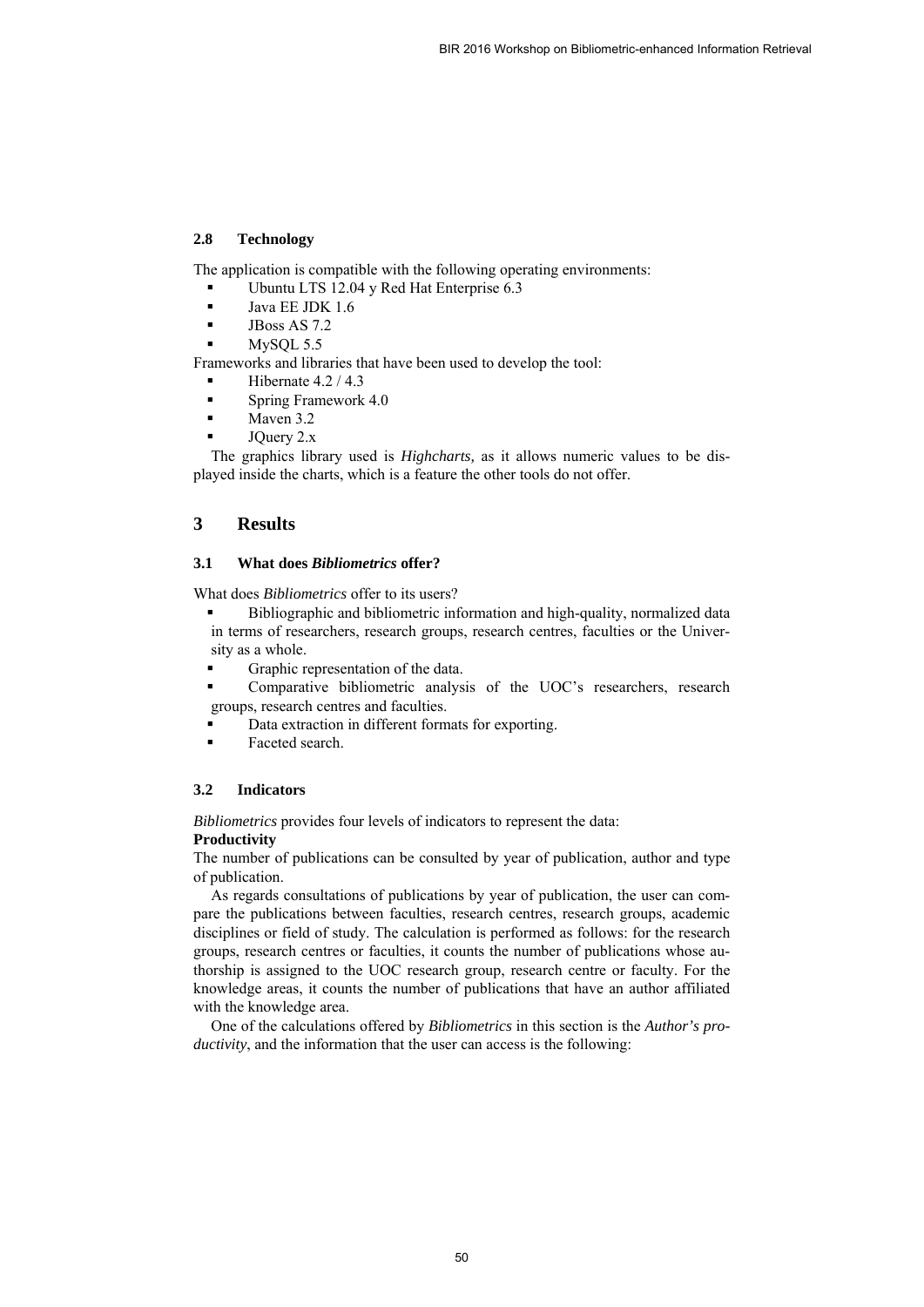### 2.8 Technology

The application is compatible with the following operating environments:

- Ubuntu LTS 12.04 y Red Hat Enterprise 6.3
- Java EE JDK 1.6
- JBoss AS 7.2
- MySQL 5.5

Frameworks and libraries that have been used to develop the tool:

- Hibernate 4.2 / 4.3
- Spring Framework 4.0
- Maven 3.2
- JQuery 2.x

The graphics library used is *Highcharts,* as it allows numeric values to be displayed inside the charts, which is a feature the other tools do not offer.

## 3 Results

### 3.1 What does *Bibliometrics* offer?

What does *Bibliometrics* offer to its users?

- Bibliographic and bibliometric information and high-quality, normalized data in terms of researchers, research groups, research centres, faculties or the University as a whole.
- Graphic representation of the data.
- Comparative bibliometric analysis of the UOC's researchers, research groups, research centres and faculties.
- Data extraction in different formats for exporting.
- Faceted search.

### 3.2 Indicators

*Bibliometrics* provides four levels of indicators to represent the data:

**Productivity**

The number of publications can be consulted by year of publication, author and type of publication.

As regards consultations of publications by year of publication, the user can compare the publications between faculties, research centres, research groups, academic disciplines or field of study. The calculation is performed as follows: for the research groups, research centres or faculties, it counts the number of publications whose authorship is assigned to the UOC research group, research centre or faculty. For the knowledge areas, it counts the number of publications that have an author affiliated with the knowledge area.

One of the calculations offered by *Bibliometrics* in this section is the *Author's productivity*, and the information that the user can access is the following: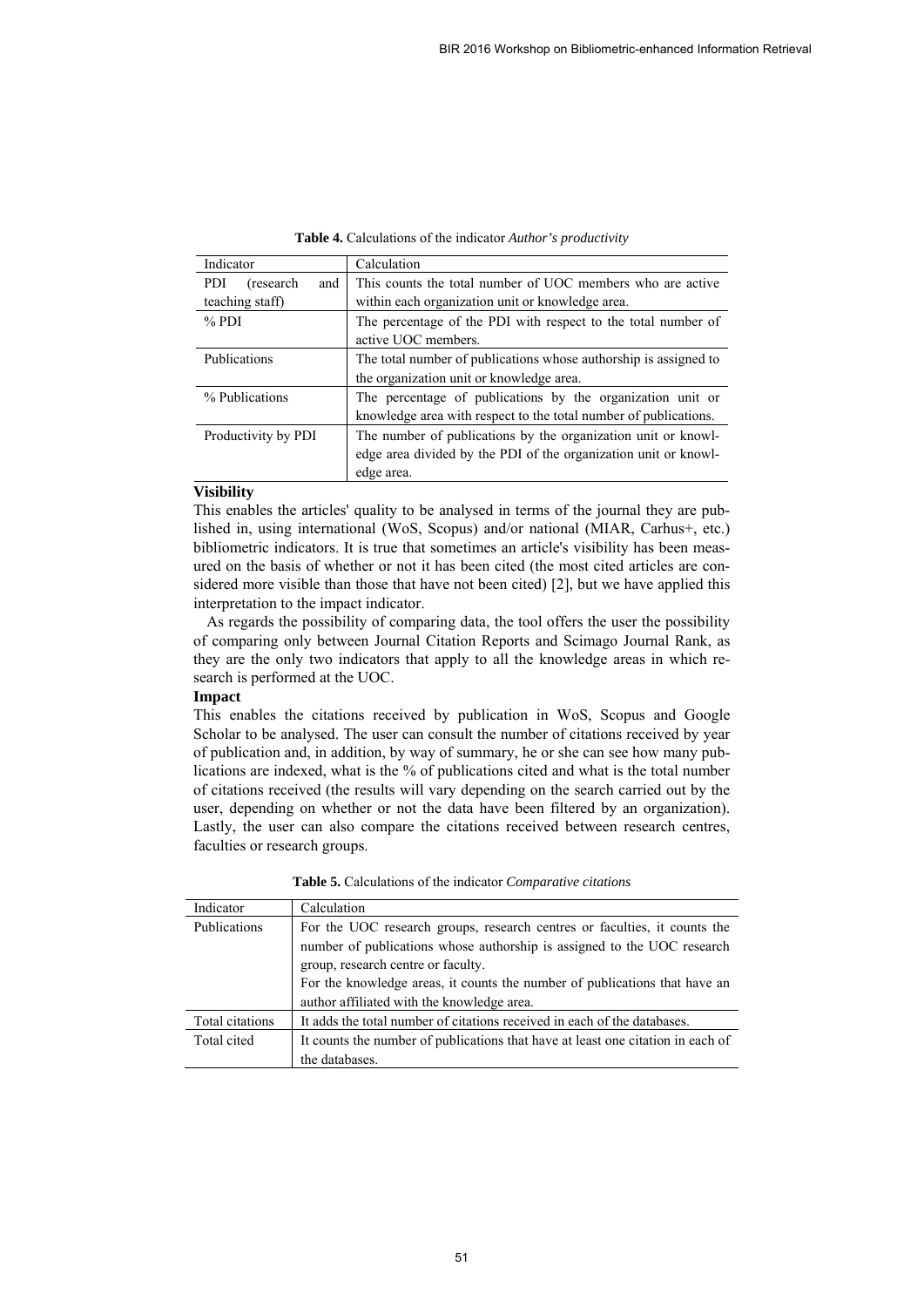**Table 4.** Calculations of the indicator *Author's productivity*

| Indicator | Calculation |
|---|---|
| PDI (research and teaching staff) | This counts the total number of UOC members who are active within each organization unit or knowledge area. |
| % PDI | The percentage of the PDI with respect to the total number of active UOC members. |
| Publications | The total number of publications whose authorship is assigned to the organization unit or knowledge area. |
| % Publications | The percentage of publications by the organization unit or knowledge area with respect to the total number of publications. |
| Productivity by PDI | The number of publications by the organization unit or knowledge area divided by the PDI of the organization unit or knowledge area. |

**Visibility**

This enables the articles' quality to be analysed in terms of the journal they are published in, using international (WoS, Scopus) and/or national (MIAR, Carhus+, etc.) bibliometric indicators. It is true that sometimes an article's visibility has been measured on the basis of whether or not it has been cited (the most cited articles are considered more visible than those that have not been cited) [2], but we have applied this interpretation to the impact indicator.

As regards the possibility of comparing data, the tool offers the user the possibility of comparing only between Journal Citation Reports and Scimago Journal Rank, as they are the only two indicators that apply to all the knowledge areas in which research is performed at the UOC.

**Impact**

This enables the citations received by publication in WoS, Scopus and Google Scholar to be analysed. The user can consult the number of citations received by year of publication and, in addition, by way of summary, he or she can see how many publications are indexed, what is the % of publications cited and what is the total number of citations received (the results will vary depending on the search carried out by the user, depending on whether or not the data have been filtered by an organization). Lastly, the user can also compare the citations received between research centres, faculties or research groups.

**Table 5.** Calculations of the indicator *Comparative citations*

| Indicator | Calculation |
|---|---|
| Publications | For the UOC research groups, research centres or faculties, it counts the number of publications whose authorship is assigned to the UOC research group, research centre or faculty. For the knowledge areas, it counts the number of publications that have an author affiliated with the knowledge area. |
| Total citations | It adds the total number of citations received in each of the databases. |
| Total cited | It counts the number of publications that have at least one citation in each of the databases. |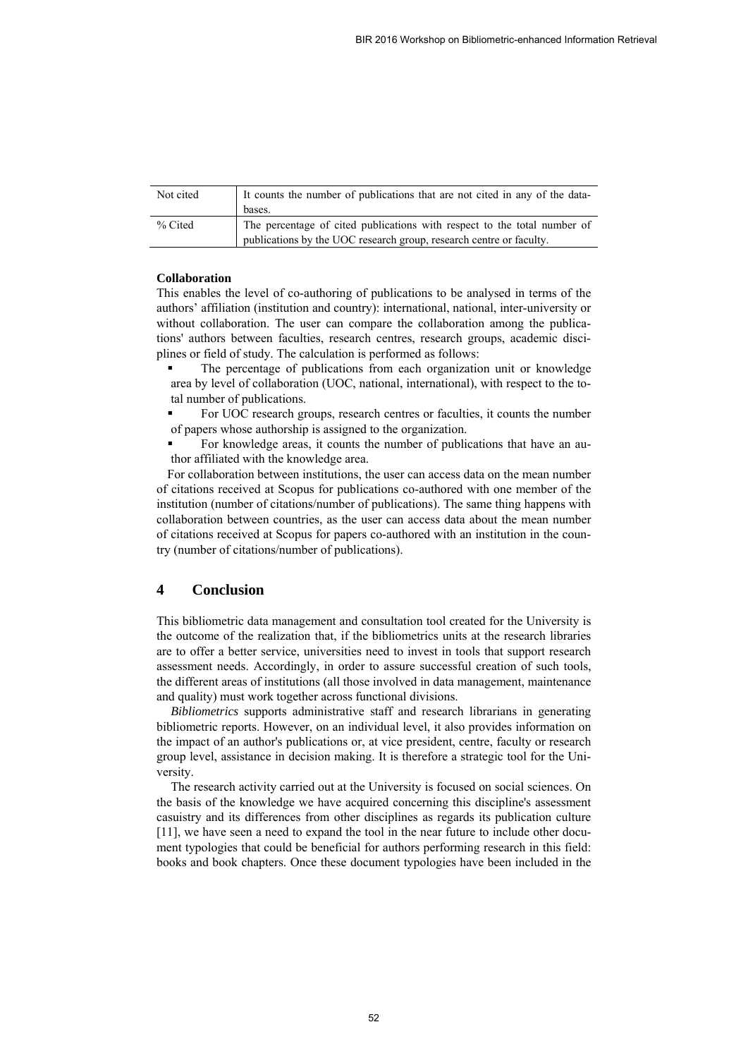| Not cited | It counts the number of publications that are not cited in any of the databases. |
| --- | --- |
| % Cited | The percentage of cited publications with respect to the total number of publications by the UOC research group, research centre or faculty. |

**Collaboration**

This enables the level of co-authoring of publications to be analysed in terms of the authors' affiliation (institution and country): international, national, inter-university or without collaboration. The user can compare the collaboration among the publications' authors between faculties, research centres, research groups, academic disciplines or field of study. The calculation is performed as follows:

- The percentage of publications from each organization unit or knowledge area by level of collaboration (UOC, national, international), with respect to the total number of publications.
- For UOC research groups, research centres or faculties, it counts the number of papers whose authorship is assigned to the organization.
- For knowledge areas, it counts the number of publications that have an author affiliated with the knowledge area.

For collaboration between institutions, the user can access data on the mean number of citations received at Scopus for publications co-authored with one member of the institution (number of citations/number of publications). The same thing happens with collaboration between countries, as the user can access data about the mean number of citations received at Scopus for papers co-authored with an institution in the country (number of citations/number of publications).

## 4 Conclusion

This bibliometric data management and consultation tool created for the University is the outcome of the realization that, if the bibliometrics units at the research libraries are to offer a better service, universities need to invest in tools that support research assessment needs. Accordingly, in order to assure successful creation of such tools, the different areas of institutions (all those involved in data management, maintenance and quality) must work together across functional divisions.

*Bibliometrics* supports administrative staff and research librarians in generating bibliometric reports. However, on an individual level, it also provides information on the impact of an author's publications or, at vice president, centre, faculty or research group level, assistance in decision making. It is therefore a strategic tool for the University.

The research activity carried out at the University is focused on social sciences. On the basis of the knowledge we have acquired concerning this discipline's assessment casuistry and its differences from other disciplines as regards its publication culture [11], we have seen a need to expand the tool in the near future to include other document typologies that could be beneficial for authors performing research in this field: books and book chapters. Once these document typologies have been included in the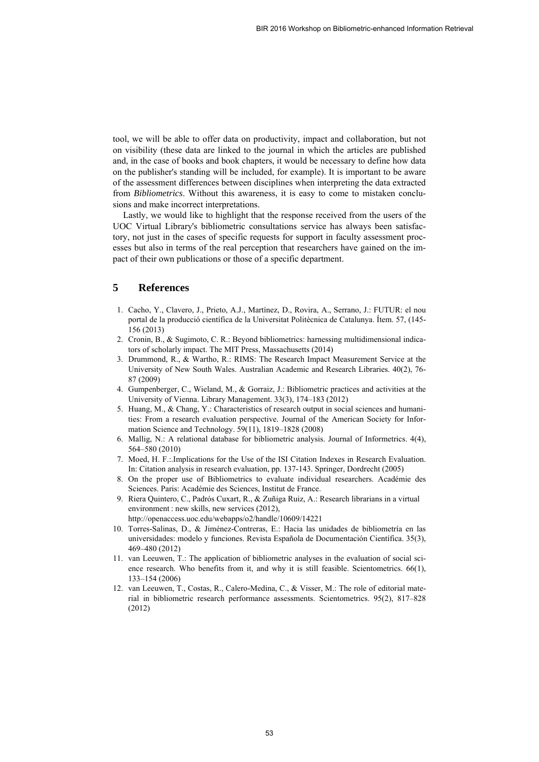tool, we will be able to offer data on productivity, impact and collaboration, but not on visibility (these data are linked to the journal in which the articles are published and, in the case of books and book chapters, it would be necessary to define how data on the publisher's standing will be included, for example). It is important to be aware of the assessment differences between disciplines when interpreting the data extracted from *Bibliometrics*. Without this awareness, it is easy to come to mistaken conclusions and make incorrect interpretations.

Lastly, we would like to highlight that the response received from the users of the UOC Virtual Library's bibliometric consultations service has always been satisfactory, not just in the cases of specific requests for support in faculty assessment processes but also in terms of the real perception that researchers have gained on the impact of their own publications or those of a specific department.

## 5 References

1. Cacho, Y., Clavero, J., Prieto, A.J., Martínez, D., Rovira, A., Serrano, J.: FUTUR: el nou portal de la producció científica de la Universitat Politècnica de Catalunya. Ítem. 57, (145-156 (2013)
2. Cronin, B., & Sugimoto, C. R.: Beyond bibliometrics: harnessing multidimensional indicators of scholarly impact. The MIT Press, Massachusetts (2014)
3. Drummond, R., & Wartho, R.: RIMS: The Research Impact Measurement Service at the University of New South Wales. Australian Academic and Research Libraries. 40(2), 76-87 (2009)
4. Gumpenberger, C., Wieland, M., & Gorraiz, J.: Bibliometric practices and activities at the University of Vienna. Library Management. 33(3), 174–183 (2012)
5. Huang, M., & Chang, Y.: Characteristics of research output in social sciences and humanities: From a research evaluation perspective. Journal of the American Society for Information Science and Technology. 59(11), 1819–1828 (2008)
6. Mallig, N.: A relational database for bibliometric analysis. Journal of Informetrics. 4(4), 564–580 (2010)
7. Moed, H. F.:.Implications for the Use of the ISI Citation Indexes in Research Evaluation. In: Citation analysis in research evaluation, pp. 137-143. Springer, Dordrecht (2005)
8. On the proper use of Bibliometrics to evaluate individual researchers. Académie des Sciences. Paris: Académie des Sciences, Institut de France.
9. Riera Quintero, C., Padrós Cuxart, R., & Zuñiga Ruiz, A.: Research librarians in a virtual environment : new skills, new services (2012), http://openaccess.uoc.edu/webapps/o2/handle/10609/14221
10. Torres-Salinas, D., & Jiménez-Contreras, E.: Hacia las unidades de bibliometría en las universidades: modelo y funciones. Revista Española de Documentación Científica. 35(3), 469–480 (2012)
11. van Leeuwen, T.: The application of bibliometric analyses in the evaluation of social science research. Who benefits from it, and why it is still feasible. Scientometrics. 66(1), 133–154 (2006)
12. van Leeuwen, T., Costas, R., Calero-Medina, C., & Visser, M.: The role of editorial material in bibliometric research performance assessments. Scientometrics. 95(2), 817–828 (2012)